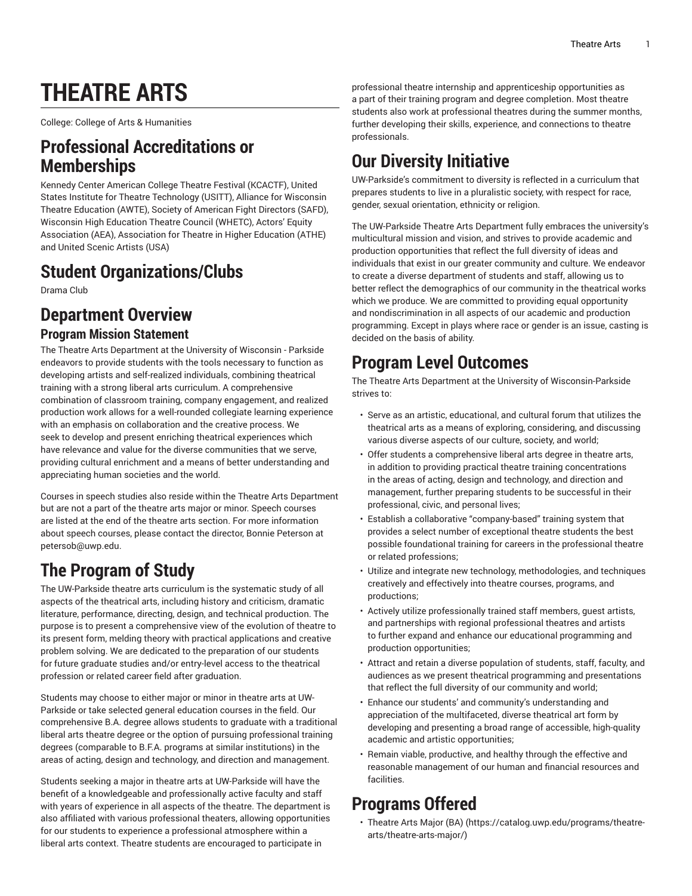# THEATRE ARTS

College: College of Arts & Humanities

## Professional Accreditations or Memberships

Kennedy Center American College Theatre Festival (KCACTF), United States Institute for Theatre Technology (USITT), Alliance for Wisconsin Theatre Education (AWTE), Society of American Fight Directors (SAFD), Wisconsin High Education Theatre Council (WHETC), Actors' Equity Association (AEA), Association for Theatre in Higher Education (ATHE) and United Scenic Artists (USA)

## Student Organizations/Clubs

Drama Club

## Department Overview

### Program Mission Statement

The Theatre Arts Department at the University of Wisconsin - Parkside endeavors to provide students with the tools necessary to function as developing artists and self-realized individuals, combining theatrical training with a strong liberal arts curriculum. A comprehensive combination of classroom training, company engagement, and realized production work allows for a well-rounded collegiate learning experience with an emphasis on collaboration and the creative process. We seek to develop and present enriching theatrical experiences which have relevance and value for the diverse communities that we serve, providing cultural enrichment and a means of better understanding and appreciating human societies and the world.

Courses in speech studies also reside within the Theatre Arts Department but are not a part of the theatre arts major or minor. Speech courses are listed at the end of the theatre arts section. For more information about speech courses, please contact the director, Bonnie Peterson at petersob@uwp.edu.

## The Program of Study

The UW-Parkside theatre arts curriculum is the systematic study of all aspects of the theatrical arts, including history and criticism, dramatic literature, performance, directing, design, and technical production. The purpose is to present a comprehensive view of the evolution of theatre to its present form, melding theory with practical applications and creative problem solving. We are dedicated to the preparation of our students for future graduate studies and/or entry-level access to the theatrical profession or related career field after graduation.

Students may choose to either major or minor in theatre arts at UW-Parkside or take selected general education courses in the field. Our comprehensive B.A. degree allows students to graduate with a traditional liberal arts theatre degree or the option of pursuing professional training degrees (comparable to B.F.A. programs at similar institutions) in the areas of acting, design and technology, and direction and management.

Students seeking a major in theatre arts at UW-Parkside will have the benefit of a knowledgeable and professionally active faculty and staff with years of experience in all aspects of the theatre. The department is also affiliated with various professional theaters, allowing opportunities for our students to experience a professional atmosphere within a liberal arts context. Theatre students are encouraged to participate in professional theatre internship and apprenticeship opportunities as a part of their training program and degree completion. Most theatre students also work at professional theatres during the summer months, further developing their skills, experience, and connections to theatre professionals.

## Our Diversity Initiative

UW-Parkside's commitment to diversity is reflected in a curriculum that prepares students to live in a pluralistic society, with respect for race, gender, sexual orientation, ethnicity or religion.

The UW-Parkside Theatre Arts Department fully embraces the university's multicultural mission and vision, and strives to provide academic and production opportunities that reflect the full diversity of ideas and individuals that exist in our greater community and culture. We endeavor to create a diverse department of students and staff, allowing us to better reflect the demographics of our community in the theatrical works which we produce. We are committed to providing equal opportunity and nondiscrimination in all aspects of our academic and production programming. Except in plays where race or gender is an issue, casting is decided on the basis of ability.

## Program Level Outcomes

The Theatre Arts Department at the University of Wisconsin-Parkside strives to:

- Serve as an artistic, educational, and cultural forum that utilizes the theatrical arts as a means of exploring, considering, and discussing various diverse aspects of our culture, society, and world;
- Offer students a comprehensive liberal arts degree in theatre arts, in addition to providing practical theatre training concentrations in the areas of acting, design and technology, and direction and management, further preparing students to be successful in their professional, civic, and personal lives;
- Establish a collaborative "company-based" training system that provides a select number of exceptional theatre students the best possible foundational training for careers in the professional theatre or related professions;
- Utilize and integrate new technology, methodologies, and techniques creatively and effectively into theatre courses, programs, and productions;
- Actively utilize professionally trained staff members, guest artists, and partnerships with regional professional theatres and artists to further expand and enhance our educational programming and production opportunities;
- Attract and retain a diverse population of students, staff, faculty, and audiences as we present theatrical programming and presentations that reflect the full diversity of our community and world;
- Enhance our students' and community's understanding and appreciation of the multifaceted, diverse theatrical art form by developing and presenting a broad range of accessible, high-quality academic and artistic opportunities;
- Remain viable, productive, and healthy through the effective and reasonable management of our human and financial resources and facilities.

## Programs Offered

- Theatre Arts Major (BA) (https://catalog.uwp.edu/programs/theatre-arts/theatre-arts-major/)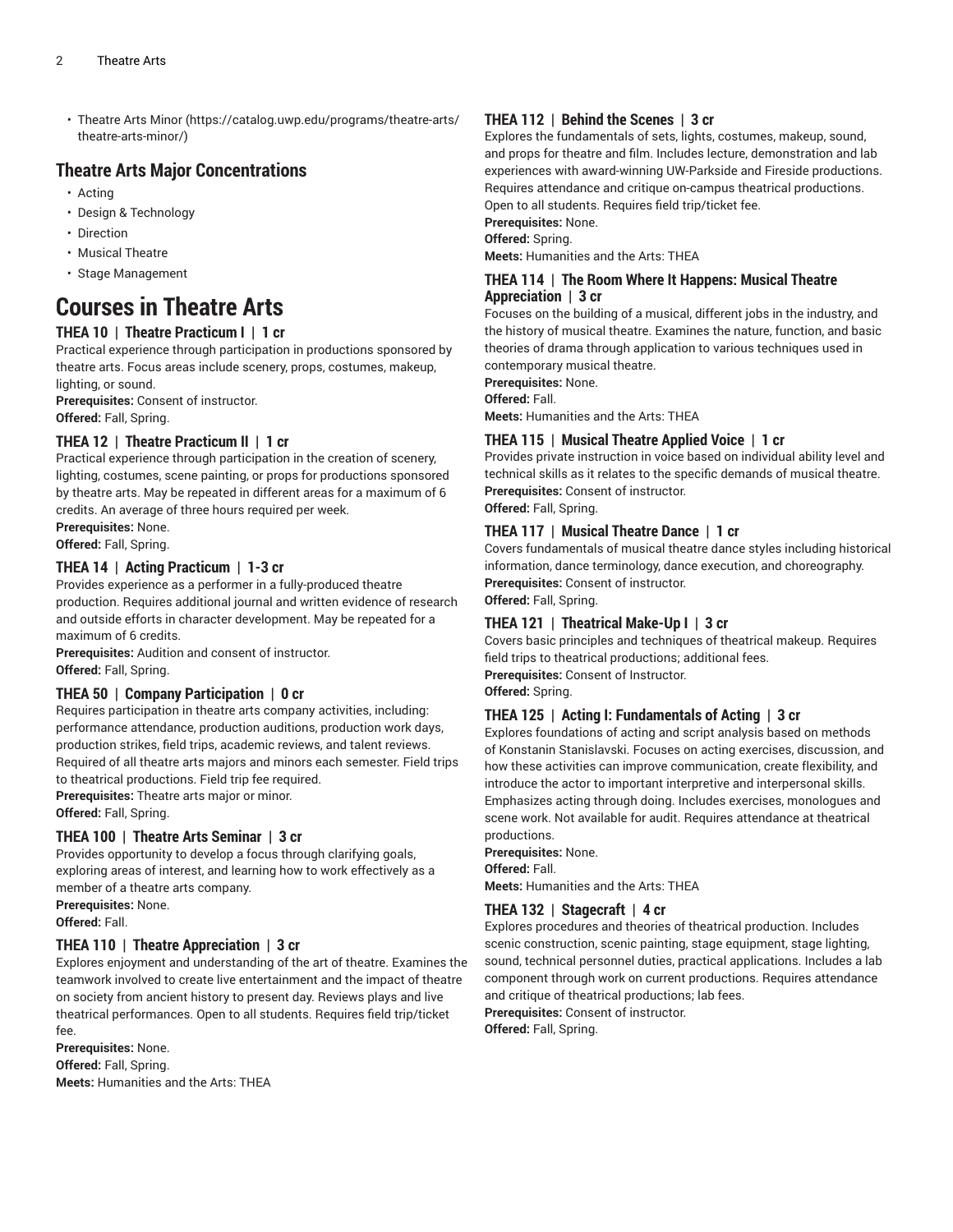- Theatre Arts Minor (https://catalog.uwp.edu/programs/theatre-arts/theatre-arts-minor/)

## Theatre Arts Major Concentrations

- Acting
- Design & Technology
- Direction
- Musical Theatre
- Stage Management

# Courses in Theatre Arts

### THEA 10 | Theatre Practicum I | 1 cr

Practical experience through participation in productions sponsored by theatre arts. Focus areas include scenery, props, costumes, makeup, lighting, or sound.

**Prerequisites:** Consent of instructor.
**Offered:** Fall, Spring.

### THEA 12 | Theatre Practicum II | 1 cr

Practical experience through participation in the creation of scenery, lighting, costumes, scene painting, or props for productions sponsored by theatre arts. May be repeated in different areas for a maximum of 6 credits. An average of three hours required per week.

**Prerequisites:** None.
**Offered:** Fall, Spring.

### THEA 14 | Acting Practicum | 1-3 cr

Provides experience as a performer in a fully-produced theatre production. Requires additional journal and written evidence of research and outside efforts in character development. May be repeated for a maximum of 6 credits.

**Prerequisites:** Audition and consent of instructor.
**Offered:** Fall, Spring.

### THEA 50 | Company Participation | 0 cr

Requires participation in theatre arts company activities, including: performance attendance, production auditions, production work days, production strikes, field trips, academic reviews, and talent reviews. Required of all theatre arts majors and minors each semester. Field trips to theatrical productions. Field trip fee required.

**Prerequisites:** Theatre arts major or minor.
**Offered:** Fall, Spring.

### THEA 100 | Theatre Arts Seminar | 3 cr

Provides opportunity to develop a focus through clarifying goals, exploring areas of interest, and learning how to work effectively as a member of a theatre arts company.

**Prerequisites:** None.
**Offered:** Fall.

### THEA 110 | Theatre Appreciation | 3 cr

Explores enjoyment and understanding of the art of theatre. Examines the teamwork involved to create live entertainment and the impact of theatre on society from ancient history to present day. Reviews plays and live theatrical performances. Open to all students. Requires field trip/ticket fee.

**Prerequisites:** None.
**Offered:** Fall, Spring.
**Meets:** Humanities and the Arts: THEA

### THEA 112 | Behind the Scenes | 3 cr

Explores the fundamentals of sets, lights, costumes, makeup, sound, and props for theatre and film. Includes lecture, demonstration and lab experiences with award-winning UW-Parkside and Fireside productions. Requires attendance and critique of on-campus theatrical productions. Open to all students. Requires field trip/ticket fee.

**Prerequisites:** None.
**Offered:** Spring.
**Meets:** Humanities and the Arts: THEA

### THEA 114 | The Room Where It Happens: Musical Theatre Appreciation | 3 cr

Focuses on the building of a musical, different jobs in the industry, and the history of musical theatre. Examines the nature, function, and basic theories of drama through application to various techniques used in contemporary musical theatre.

**Prerequisites:** None.
**Offered:** Fall.
**Meets:** Humanities and the Arts: THEA

### THEA 115 | Musical Theatre Applied Voice | 1 cr

Provides private instruction in voice based on individual ability level and technical skills as it relates to the specific demands of musical theatre.

**Prerequisites:** Consent of instructor.
**Offered:** Fall, Spring.

### THEA 117 | Musical Theatre Dance | 1 cr

Covers fundamentals of musical theatre dance styles including historical information, dance terminology, dance execution, and choreography.

**Prerequisites:** Consent of instructor.
**Offered:** Fall, Spring.

### THEA 121 | Theatrical Make-Up I | 3 cr

Covers basic principles and techniques of theatrical makeup. Requires field trips to theatrical productions; additional fees.

**Prerequisites:** Consent of Instructor.
**Offered:** Spring.

### THEA 125 | Acting I: Fundamentals of Acting | 3 cr

Explores foundations of acting and script analysis based on methods of Konstantin Stanislavski. Focuses on acting exercises, discussion, and how these activities can improve communication, create flexibility, and introduce the actor to important interpretive and interpersonal skills. Emphasizes acting through doing. Includes exercises, monologues and scene work. Not available for audit. Requires attendance at theatrical productions.

**Prerequisites:** None.
**Offered:** Fall.
**Meets:** Humanities and the Arts: THEA

### THEA 132 | Stagecraft | 4 cr

Explores procedures and theories of theatrical production. Includes scenic construction, scenic painting, stage equipment, stage lighting, sound, technical personnel duties, practical applications. Includes a lab component through work on current productions. Requires attendance and critique of theatrical productions; lab fees.

**Prerequisites:** Consent of instructor.
**Offered:** Fall, Spring.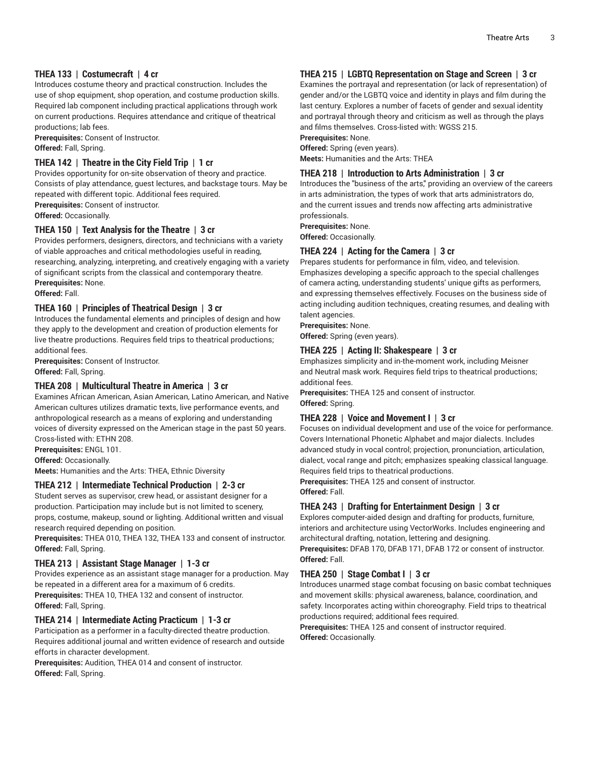### THEA 133 | Costumecraft | 4 cr

Introduces costume theory and practical construction. Includes the use of shop equipment, shop operation, and costume production skills. Required lab component including practical applications through work on current productions. Requires attendance and critique of theatrical productions; lab fees.

**Prerequisites:** Consent of Instructor.
**Offered:** Fall, Spring.

### THEA 142 | Theatre in the City Field Trip | 1 cr

Provides opportunity for on-site observation of theory and practice. Consists of play attendance, guest lectures, and backstage tours. May be repeated with different topic. Additional fees required.

**Prerequisites:** Consent of instructor.
**Offered:** Occasionally.

### THEA 150 | Text Analysis for the Theatre | 3 cr

Provides performers, designers, directors, and technicians with a variety of viable approaches and critical methodologies useful in reading, researching, analyzing, interpreting, and creatively engaging with a variety of significant scripts from the classical and contemporary theatre.

**Prerequisites:** None.
**Offered:** Fall.

### THEA 160 | Principles of Theatrical Design | 3 cr

Introduces the fundamental elements and principles of design and how they apply to the development and creation of production elements for live theatre productions. Requires field trips to theatrical productions; additional fees.

**Prerequisites:** Consent of Instructor.
**Offered:** Fall, Spring.

### THEA 208 | Multicultural Theatre in America | 3 cr

Examines African American, Asian American, Latino American, and Native American cultures utilizes dramatic texts, live performance events, and anthropological research as a means of exploring and understanding voices of diversity expressed on the American stage in the past 50 years. Cross-listed with: ETHN 208.

**Prerequisites:** ENGL 101.
**Offered:** Occasionally.
**Meets:** Humanities and the Arts: THEA, Ethnic Diversity

### THEA 212 | Intermediate Technical Production | 2-3 cr

Student serves as supervisor, crew head, or assistant designer for a production. Participation may include but is not limited to scenery, props, costume, makeup, sound or lighting. Additional written and visual research required depending on position.

**Prerequisites:** THEA 010, THEA 132, THEA 133 and consent of instructor.
**Offered:** Fall, Spring.

### THEA 213 | Assistant Stage Manager | 1-3 cr

Provides experience as an assistant stage manager for a production. May be repeated in a different area for a maximum of 6 credits.

**Prerequisites:** THEA 10, THEA 132 and consent of instructor.
**Offered:** Fall, Spring.

### THEA 214 | Intermediate Acting Practicum | 1-3 cr

Participation as a performer in a faculty-directed theatre production. Requires additional journal and written evidence of research and outside efforts in character development.

**Prerequisites:** Audition, THEA 014 and consent of instructor.
**Offered:** Fall, Spring.

### THEA 215 | LGBTQ Representation on Stage and Screen | 3 cr

Examines the portrayal and representation (or lack of representation) of gender and/or the LGBTQ voice and identity in plays and film during the last century. Explores a number of facets of gender and sexual identity and portrayal through theory and criticism as well as through the plays and films themselves. Cross-listed with: WGSS 215.

**Prerequisites:** None.
**Offered:** Spring (even years).
**Meets:** Humanities and the Arts: THEA

### THEA 218 | Introduction to Arts Administration | 3 cr

Introduces the "business of the arts," providing an overview of the careers in arts administration, the types of work that arts administrators do, and the current issues and trends now affecting arts administrative professionals.

**Prerequisites:** None.
**Offered:** Occasionally.

### THEA 224 | Acting for the Camera | 3 cr

Prepares students for performance in film, video, and television. Emphasizes developing a specific approach to the special challenges of camera acting, understanding students' unique gifts as performers, and expressing themselves effectively. Focuses on the business side of acting including audition techniques, creating resumes, and dealing with talent agencies.

**Prerequisites:** None.
**Offered:** Spring (even years).

### THEA 225 | Acting II: Shakespeare | 3 cr

Emphasizes simplicity and in-the-moment work, including Meisner and Neutral mask work. Requires field trips to theatrical productions; additional fees.

**Prerequisites:** THEA 125 and consent of instructor.
**Offered:** Spring.

### THEA 228 | Voice and Movement I | 3 cr

Focuses on individual development and use of the voice for performance. Covers International Phonetic Alphabet and major dialects. Includes advanced study in vocal control; projection, pronunciation, articulation, dialect, vocal range and pitch; emphasizes speaking classical language. Requires field trips to theatrical productions.

**Prerequisites:** THEA 125 and consent of instructor.
**Offered:** Fall.

### THEA 243 | Drafting for Entertainment Design | 3 cr

Explores computer-aided design and drafting for products, furniture, interiors and architecture using VectorWorks. Includes engineering and architectural drafting, notation, lettering and designing.

**Prerequisites:** DFAB 170, DFAB 171, DFAB 172 or consent of instructor.
**Offered:** Fall.

### THEA 250 | Stage Combat I | 3 cr

Introduces unarmed stage combat focusing on basic combat techniques and movement skills: physical awareness, balance, coordination, and safety. Incorporates acting within choreography. Field trips to theatrical productions required; additional fees required.

**Prerequisites:** THEA 125 and consent of instructor required.
**Offered:** Occasionally.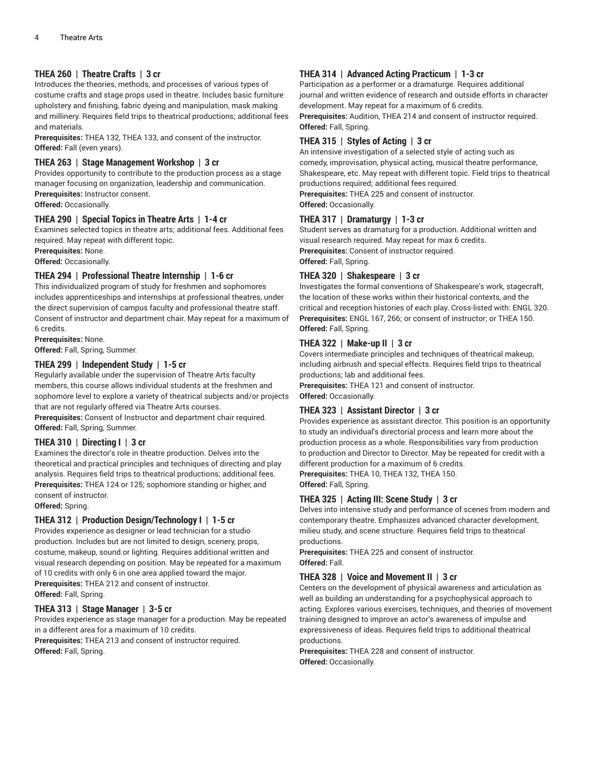### THEA 260 | Theatre Crafts | 3 cr

Introduces the theories, methods, and processes of various types of costume crafts and stage props used in theatre. Includes basic furniture upholstery and finishing, fabric dyeing and manipulation, mask making and millinery. Requires field trips to theatrical productions; additional fees and materials.

**Prerequisites:** THEA 132, THEA 133, and consent of the instructor.
**Offered:** Fall (even years).

### THEA 263 | Stage Management Workshop | 3 cr

Provides opportunity to contribute to the production process as a stage manager focusing on organization, leadership and communication.

**Prerequisites:** Instructor consent.
**Offered:** Occasionally.

### THEA 290 | Special Topics in Theatre Arts | 1-4 cr

Examines selected topics in theatre arts; additional fees. Additional fees required. May repeat with different topic.

**Prerequisites:** None.
**Offered:** Occasionally.

### THEA 294 | Professional Theatre Internship | 1-6 cr

This individualized program of study for freshmen and sophomores includes apprenticeships and internships at professional theatres, under the direct supervision of campus faculty and professional theatre staff. Consent of instructor and department chair. May repeat for a maximum of 6 credits.

**Prerequisites:** None.
**Offered:** Fall, Spring, Summer.

### THEA 299 | Independent Study | 1-5 cr

Regularly available under the supervision of Theatre Arts faculty members, this course allows individual students at the freshmen and sophomore level to explore a variety of theatrical subjects and/or projects that are not regularly offered via Theatre Arts courses.

**Prerequisites:** Consent of Instructor and department chair required.
**Offered:** Fall, Spring, Summer.

### THEA 310 | Directing I | 3 cr

Examines the director's role in theatre production. Delves into the theoretical and practical principles and techniques of directing and play analysis. Requires field trips to theatrical productions; additional fees.

**Prerequisites:** THEA 124 or 125; sophomore standing or higher, and consent of instructor.
**Offered:** Spring.

### THEA 312 | Production Design/Technology I | 1-5 cr

Provides experience as designer or lead technician for a studio production. Includes but are not limited to design, scenery, props, costume, makeup, sound or lighting. Requires additional written and visual research depending on position. May be repeated for a maximum of 10 credits with only 6 in one area applied toward the major.

**Prerequisites:** THEA 212 and consent of instructor.
**Offered:** Fall, Spring.

### THEA 313 | Stage Manager | 3-5 cr

Provides experience as stage manager for a production. May be repeated in a different area for a maximum of 10 credits.

**Prerequisites:** THEA 213 and consent of instructor required.
**Offered:** Fall, Spring.

### THEA 314 | Advanced Acting Practicum | 1-3 cr

Participation as a performer or a dramaturge. Requires additional journal and written evidence of research and outside efforts in character development. May repeat for a maximum of 6 credits.

**Prerequisites:** Audition, THEA 214 and consent of instructor required.
**Offered:** Fall, Spring.

### THEA 315 | Styles of Acting | 3 cr

An intensive investigation of a selected style of acting such as comedy, improvisation, physical acting, musical theatre performance, Shakespeare, etc. May repeat with different topic. Field trips to theatrical productions required; additional fees required.

**Prerequisites:** THEA 225 and consent of instructor.
**Offered:** Occasionally.

### THEA 317 | Dramaturgy | 1-3 cr

Student serves as dramaturg for a production. Additional written and visual research required. May repeat for max 6 credits.

**Prerequisites:** Consent of instructor required.
**Offered:** Fall, Spring.

### THEA 320 | Shakespeare | 3 cr

Investigates the formal conventions of Shakespeare's work, stagecraft, the location of these works within their historical contexts, and the critical and reception histories of each play. Cross-listed with: ENGL 320.

**Prerequisites:** ENGL 167, 266; or consent of instructor; or THEA 150.
**Offered:** Fall, Spring.

### THEA 322 | Make-up II | 3 cr

Covers intermediate principles and techniques of theatrical makeup, including airbrush and special effects. Requires field trips to theatrical productions; lab and additional fees.

**Prerequisites:** THEA 121 and consent of instructor.
**Offered:** Occasionally.

### THEA 323 | Assistant Director | 3 cr

Provides experience as assistant director. This position is an opportunity to study an individual's directorial process and learn more about the production process as a whole. Responsibilities vary from production to production and Director to Director. May be repeated for credit with a different production for a maximum of 6 credits.

**Prerequisites:** THEA 10, THEA 132, THEA 150.
**Offered:** Fall, Spring.

### THEA 325 | Acting III: Scene Study | 3 cr

Delves into intensive study and performance of scenes from modern and contemporary theatre. Emphasizes advanced character development, milieu study, and scene structure. Requires field trips to theatrical productions.

**Prerequisites:** THEA 225 and consent of instructor.
**Offered:** Fall.

### THEA 328 | Voice and Movement II | 3 cr

Centers on the development of physical awareness and articulation as well as building an understanding for a psychophysical approach to acting. Explores various exercises, techniques, and theories of movement training designed to improve an actor's awareness of impulse and expressiveness of ideas. Requires field trips to additional theatrical productions.

**Prerequisites:** THEA 228 and consent of instructor.
**Offered:** Occasionally.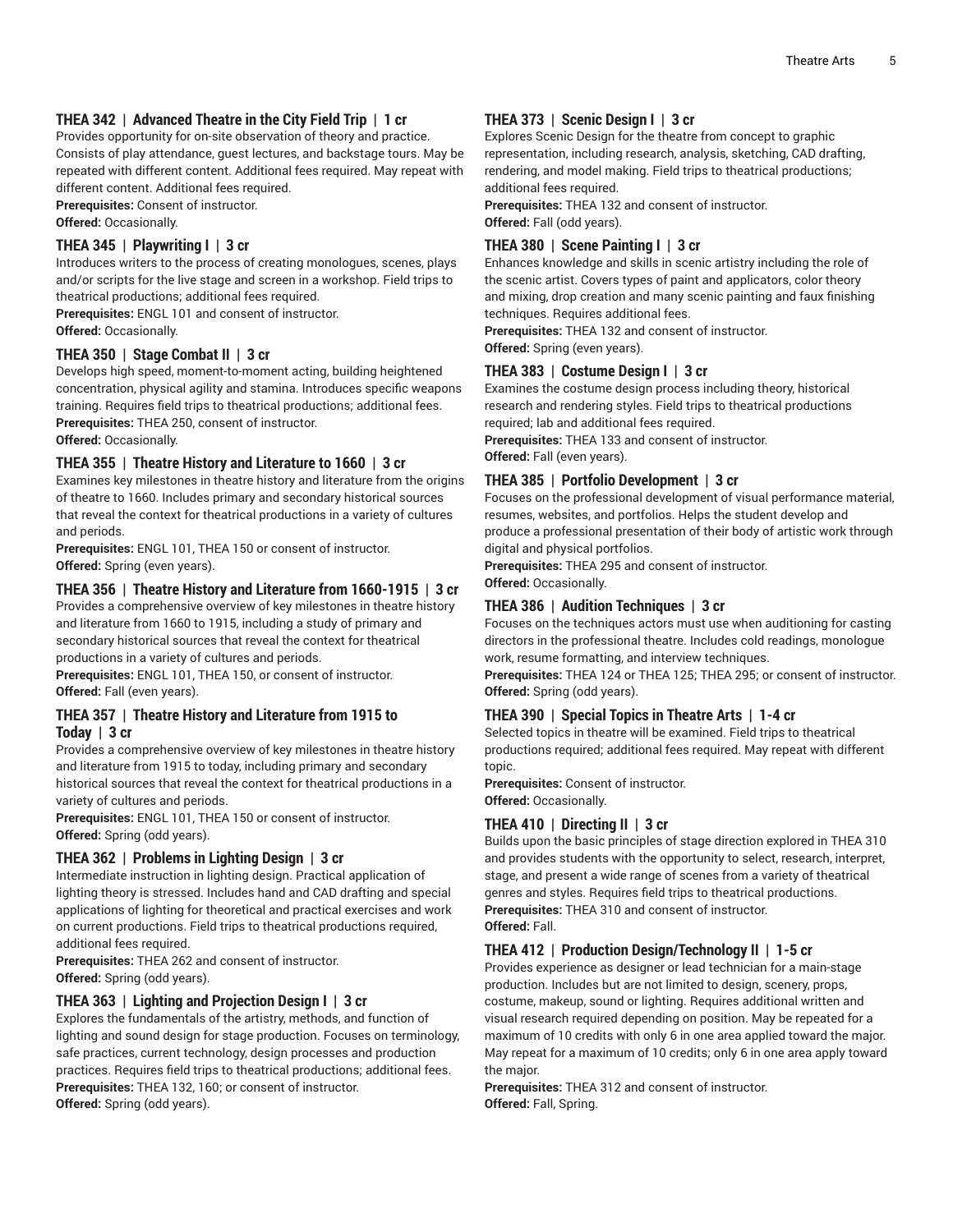### THEA 342 | Advanced Theatre in the City Field Trip | 1 cr

Provides opportunity for on-site observation of theory and practice. Consists of play attendance, guest lectures, and backstage tours. May be repeated with different content. Additional fees required. May repeat with different content. Additional fees required.

**Prerequisites:** Consent of instructor.
**Offered:** Occasionally.

### THEA 345 | Playwriting I | 3 cr

Introduces writers to the process of creating monologues, scenes, plays and/or scripts for the live stage and screen in a workshop. Field trips to theatrical productions; additional fees required.

**Prerequisites:** ENGL 101 and consent of instructor.
**Offered:** Occasionally.

### THEA 350 | Stage Combat II | 3 cr

Develops high speed, moment-to-moment acting, building heightened concentration, physical agility and stamina. Introduces specific weapons training. Requires field trips to theatrical productions; additional fees.

**Prerequisites:** THEA 250, consent of instructor.
**Offered:** Occasionally.

### THEA 355 | Theatre History and Literature to 1660 | 3 cr

Examines key milestones in theatre history and literature from the origins of theatre to 1660. Includes primary and secondary historical sources that reveal the context for theatrical productions in a variety of cultures and periods.

**Prerequisites:** ENGL 101, THEA 150 or consent of instructor.
**Offered:** Spring (even years).

### THEA 356 | Theatre History and Literature from 1660-1915 | 3 cr

Provides a comprehensive overview of key milestones in theatre history and literature from 1660 to 1915, including a study of primary and secondary historical sources that reveal the context for theatrical productions in a variety of cultures and periods.

**Prerequisites:** ENGL 101, THEA 150, or consent of instructor.
**Offered:** Fall (even years).

### THEA 357 | Theatre History and Literature from 1915 to Today | 3 cr

Provides a comprehensive overview of key milestones in theatre history and literature from 1915 to today, including primary and secondary historical sources that reveal the context for theatrical productions in a variety of cultures and periods.

**Prerequisites:** ENGL 101, THEA 150 or consent of instructor.
**Offered:** Spring (odd years).

### THEA 362 | Problems in Lighting Design | 3 cr

Intermediate instruction in lighting design. Practical application of lighting theory is stressed. Includes hand and CAD drafting and special applications of lighting for theoretical and practical exercises and work on current productions. Field trips to theatrical productions required, additional fees required.

**Prerequisites:** THEA 262 and consent of instructor.
**Offered:** Spring (odd years).

### THEA 363 | Lighting and Projection Design I | 3 cr

Explores the fundamentals of the artistry, methods, and function of lighting and sound design for stage production. Focuses on terminology, safe practices, current technology, design processes and production practices. Requires field trips to theatrical productions; additional fees.

**Prerequisites:** THEA 132, 160; or consent of instructor.
**Offered:** Spring (odd years).

### THEA 373 | Scenic Design I | 3 cr

Explores Scenic Design for the theatre from concept to graphic representation, including research, analysis, sketching, CAD drafting, rendering, and model making. Field trips to theatrical productions; additional fees required.

**Prerequisites:** THEA 132 and consent of instructor.
**Offered:** Fall (odd years).

### THEA 380 | Scene Painting I | 3 cr

Enhances knowledge and skills in scenic artistry including the role of the scenic artist. Covers types of paint and applicators, color theory and mixing, drop creation and many scenic painting and faux finishing techniques. Requires additional fees.

**Prerequisites:** THEA 132 and consent of instructor.
**Offered:** Spring (even years).

### THEA 383 | Costume Design I | 3 cr

Examines the costume design process including theory, historical research and rendering styles. Field trips to theatrical productions required; lab and additional fees required.

**Prerequisites:** THEA 133 and consent of instructor.
**Offered:** Fall (even years).

### THEA 385 | Portfolio Development | 3 cr

Focuses on the professional development of visual performance material, resumes, websites, and portfolios. Helps the student develop and produce a professional presentation of their body of artistic work through digital and physical portfolios.

**Prerequisites:** THEA 295 and consent of instructor.
**Offered:** Occasionally.

### THEA 386 | Audition Techniques | 3 cr

Focuses on the techniques actors must use when auditioning for casting directors in the professional theatre. Includes cold readings, monologue work, resume formatting, and interview techniques.

**Prerequisites:** THEA 124 or THEA 125; THEA 295; or consent of instructor.
**Offered:** Spring (odd years).

### THEA 390 | Special Topics in Theatre Arts | 1-4 cr

Selected topics in theatre will be examined. Field trips to theatrical productions required; additional fees required. May repeat with different topic.

**Prerequisites:** Consent of instructor.
**Offered:** Occasionally.

### THEA 410 | Directing II | 3 cr

Builds upon the basic principles of stage direction explored in THEA 310 and provides students with the opportunity to select, research, interpret, stage, and present a wide range of scenes from a variety of theatrical genres and styles. Requires field trips to theatrical productions.

**Prerequisites:** THEA 310 and consent of instructor.
**Offered:** Fall.

### THEA 412 | Production Design/Technology II | 1-5 cr

Provides experience as designer or lead technician for a main-stage production. Includes but are not limited to design, scenery, props, costume, makeup, sound or lighting. Requires additional written and visual research required depending on position. May be repeated for a maximum of 10 credits with only 6 in one area applied toward the major. May repeat for a maximum of 10 credits; only 6 in one area apply toward the major.

**Prerequisites:** THEA 312 and consent of instructor.
**Offered:** Fall, Spring.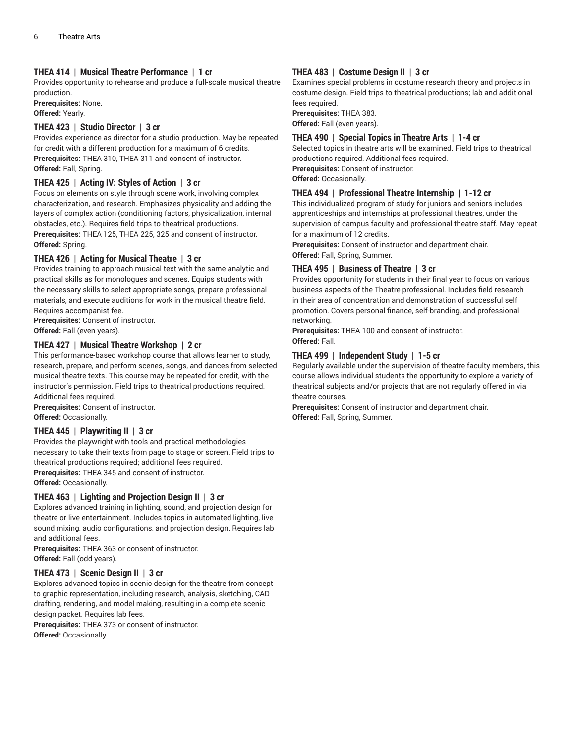### THEA 414 | Musical Theatre Performance | 1 cr

Provides opportunity to rehearse and produce a full-scale musical theatre production.

**Prerequisites:** None.

**Offered:** Yearly.

### THEA 423 | Studio Director | 3 cr

Provides experience as director for a studio production. May be repeated for credit with a different production for a maximum of 6 credits.

**Prerequisites:** THEA 310, THEA 311 and consent of instructor.

**Offered:** Fall, Spring.

### THEA 425 | Acting IV: Styles of Action | 3 cr

Focus on elements on style through scene work, involving complex characterization, and research. Emphasizes physicality and adding the layers of complex action (conditioning factors, physicalization, internal obstacles, etc.). Requires field trips to theatrical productions.

**Prerequisites:** THEA 125, THEA 225, 325 and consent of instructor.

**Offered:** Spring.

### THEA 426 | Acting for Musical Theatre | 3 cr

Provides training to approach musical text with the same analytic and practical skills as for monologues and scenes. Equips students with the necessary skills to select appropriate songs, prepare professional materials, and execute auditions for work in the musical theatre field. Requires accompanist fee.

**Prerequisites:** Consent of instructor.

**Offered:** Fall (even years).

### THEA 427 | Musical Theatre Workshop | 2 cr

This performance-based workshop course that allows learner to study, research, prepare, and perform scenes, songs, and dances from selected musical theatre texts. This course may be repeated for credit, with the instructor's permission. Field trips to theatrical productions required. Additional fees required.

**Prerequisites:** Consent of instructor.

**Offered:** Occasionally.

### THEA 445 | Playwriting II | 3 cr

Provides the playwright with tools and practical methodologies necessary to take their texts from page to stage or screen. Field trips to theatrical productions required; additional fees required.

**Prerequisites:** THEA 345 and consent of instructor.

**Offered:** Occasionally.

### THEA 463 | Lighting and Projection Design II | 3 cr

Explores advanced training in lighting, sound, and projection design for theatre or live entertainment. Includes topics in automated lighting, live sound mixing, audio configurations, and projection design. Requires lab and additional fees.

**Prerequisites:** THEA 363 or consent of instructor.

**Offered:** Fall (odd years).

### THEA 473 | Scenic Design II | 3 cr

Explores advanced topics in scenic design for the theatre from concept to graphic representation, including research, analysis, sketching, CAD drafting, rendering, and model making, resulting in a complete scenic design packet. Requires lab fees.

**Prerequisites:** THEA 373 or consent of instructor.

**Offered:** Occasionally.

### THEA 483 | Costume Design II | 3 cr

Examines special problems in costume research theory and projects in costume design. Field trips to theatrical productions; lab and additional fees required.

**Prerequisites:** THEA 383.

**Offered:** Fall (even years).

### THEA 490 | Special Topics in Theatre Arts | 1-4 cr

Selected topics in theatre arts will be examined. Field trips to theatrical productions required. Additional fees required.

**Prerequisites:** Consent of instructor.

**Offered:** Occasionally.

### THEA 494 | Professional Theatre Internship | 1-12 cr

This individualized program of study for juniors and seniors includes apprenticeships and internships at professional theatres, under the supervision of campus faculty and professional theatre staff. May repeat for a maximum of 12 credits.

**Prerequisites:** Consent of instructor and department chair.

**Offered:** Fall, Spring, Summer.

### THEA 495 | Business of Theatre | 3 cr

Provides opportunity for students in their final year to focus on various business aspects of the Theatre professional. Includes field research in their area of concentration and demonstration of successful self promotion. Covers personal finance, self-branding, and professional networking.

**Prerequisites:** THEA 100 and consent of instructor.

**Offered:** Fall.

### THEA 499 | Independent Study | 1-5 cr

Regularly available under the supervision of theatre faculty members, this course allows individual students the opportunity to explore a variety of theatrical subjects and/or projects that are not regularly offered in via theatre courses.

**Prerequisites:** Consent of instructor and department chair.

**Offered:** Fall, Spring, Summer.